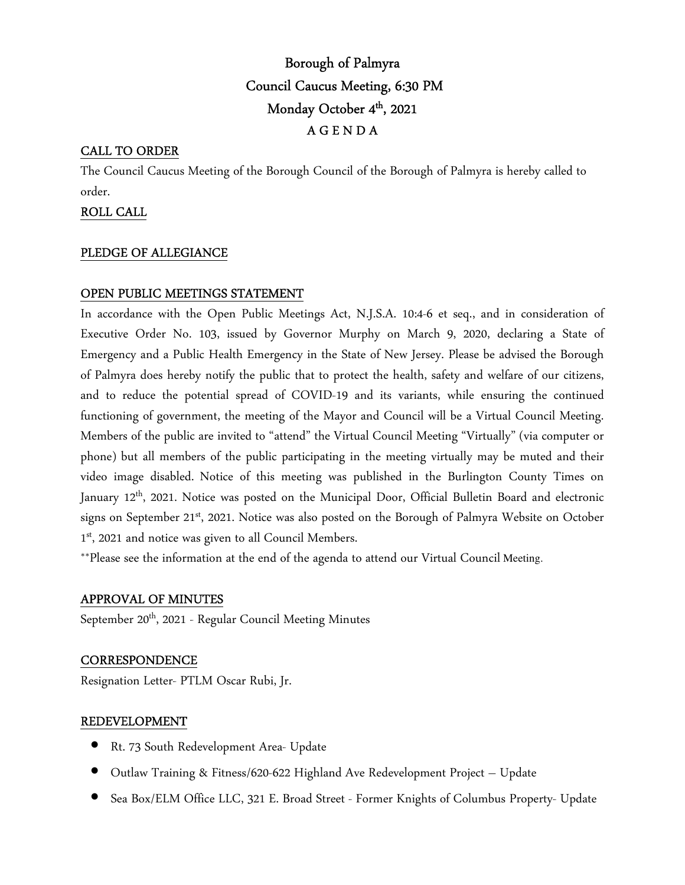# Borough of Palmyra
## Council Caucus Meeting, 6:30 PM
## Monday October 4th, 2021
## A G E N D A

### CALL TO ORDER

The Council Caucus Meeting of the Borough Council of the Borough of Palmyra is hereby called to order.

### ROLL CALL

### PLEDGE OF ALLEGIANCE

### OPEN PUBLIC MEETINGS STATEMENT

In accordance with the Open Public Meetings Act, N.J.S.A. 10:4-6 et seq., and in consideration of Executive Order No. 103, issued by Governor Murphy on March 9, 2020, declaring a State of Emergency and a Public Health Emergency in the State of New Jersey. Please be advised the Borough of Palmyra does hereby notify the public that to protect the health, safety and welfare of our citizens, and to reduce the potential spread of COVID-19 and its variants, while ensuring the continued functioning of government, the meeting of the Mayor and Council will be a Virtual Council Meeting. Members of the public are invited to "attend" the Virtual Council Meeting "Virtually" (via computer or phone) but all members of the public participating in the meeting virtually may be muted and their video image disabled. Notice of this meeting was published in the Burlington County Times on January 12th, 2021. Notice was posted on the Municipal Door, Official Bulletin Board and electronic signs on September 21st, 2021. Notice was also posted on the Borough of Palmyra Website on October 1st, 2021 and notice was given to all Council Members.

**Please see the information at the end of the agenda to attend our Virtual Council Meeting.

### APPROVAL OF MINUTES

September 20th, 2021 - Regular Council Meeting Minutes

### CORRESPONDENCE

Resignation Letter- PTLM Oscar Rubi, Jr.

### REDEVELOPMENT

- Rt. 73 South Redevelopment Area- Update
- Outlaw Training & Fitness/620-622 Highland Ave Redevelopment Project – Update
- Sea Box/ELM Office LLC, 321 E. Broad Street - Former Knights of Columbus Property- Update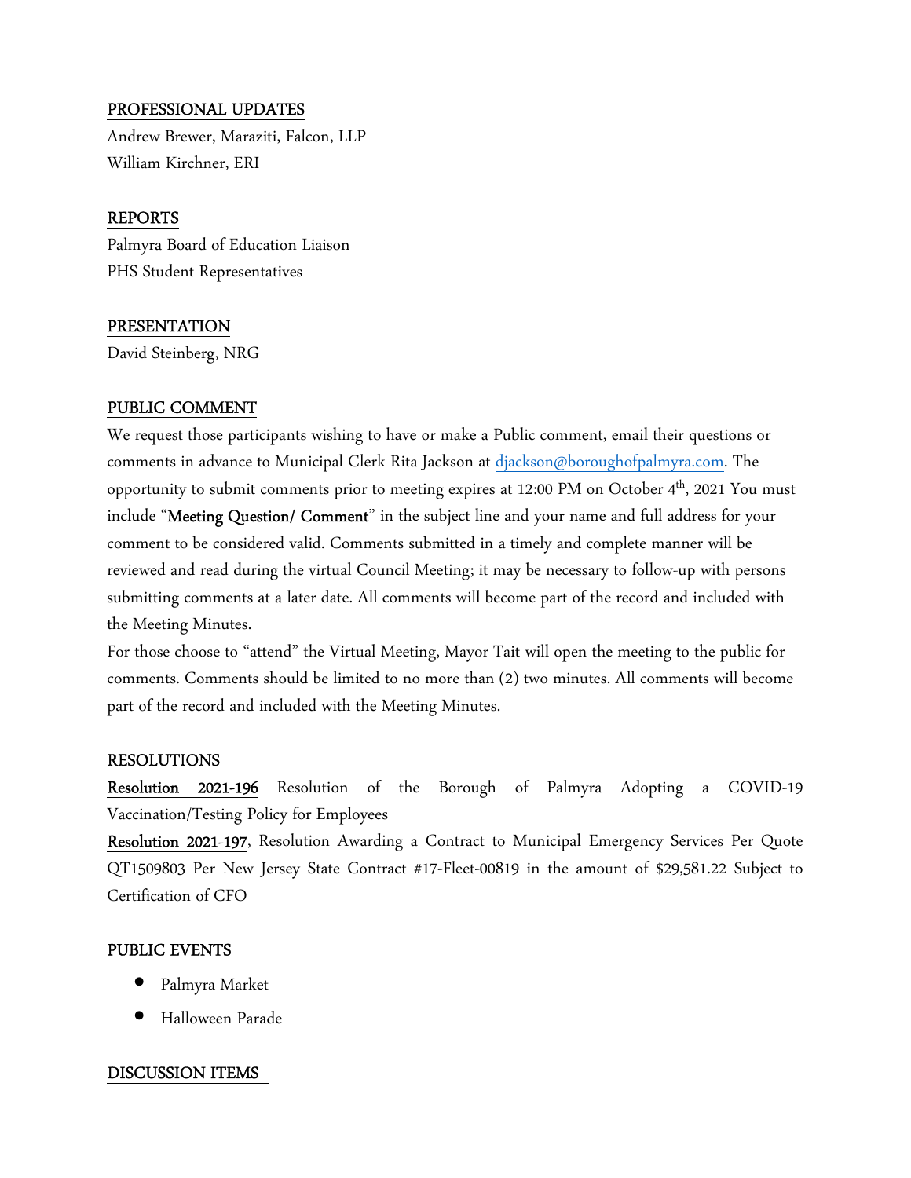## PROFESSIONAL UPDATES

Andrew Brewer, Maraziti, Falcon, LLP
William Kirchner, ERI

## REPORTS

Palmyra Board of Education Liaison
PHS Student Representatives

## PRESENTATION

David Steinberg, NRG

## PUBLIC COMMENT

We request those participants wishing to have or make a Public comment, email their questions or comments in advance to Municipal Clerk Rita Jackson at djackson@boroughofpalmyra.com. The opportunity to submit comments prior to meeting expires at 12:00 PM on October 4th, 2021 You must include "**Meeting Question/ Comment**" in the subject line and your name and full address for your comment to be considered valid. Comments submitted in a timely and complete manner will be reviewed and read during the virtual Council Meeting; it may be necessary to follow-up with persons submitting comments at a later date. All comments will become part of the record and included with the Meeting Minutes.

For those choose to "attend" the Virtual Meeting, Mayor Tait will open the meeting to the public for comments. Comments should be limited to no more than (2) two minutes. All comments will become part of the record and included with the Meeting Minutes.

## RESOLUTIONS

**Resolution 2021-196** Resolution of the Borough of Palmyra Adopting a COVID-19 Vaccination/Testing Policy for Employees

**Resolution 2021-197**, Resolution Awarding a Contract to Municipal Emergency Services Per Quote QT1509803 Per New Jersey State Contract #17-Fleet-00819 in the amount of $29,581.22 Subject to Certification of CFO

## PUBLIC EVENTS

- Palmyra Market
- Halloween Parade

## DISCUSSION ITEMS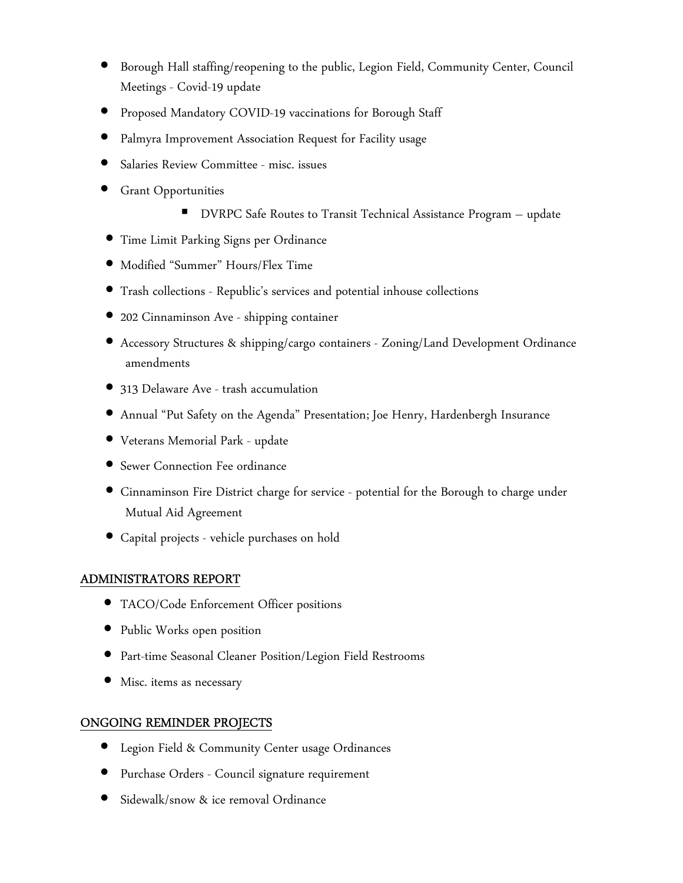- Borough Hall staffing/reopening to the public, Legion Field, Community Center, Council Meetings - Covid-19 update
- Proposed Mandatory COVID-19 vaccinations for Borough Staff
- Palmyra Improvement Association Request for Facility usage
- Salaries Review Committee - misc. issues
- Grant Opportunities
    - DVRPC Safe Routes to Transit Technical Assistance Program – update
- Time Limit Parking Signs per Ordinance
- Modified "Summer" Hours/Flex Time
- Trash collections - Republic's services and potential inhouse collections
- 202 Cinnaminson Ave - shipping container
- Accessory Structures & shipping/cargo containers - Zoning/Land Development Ordinance amendments
- 313 Delaware Ave - trash accumulation
- Annual "Put Safety on the Agenda" Presentation; Joe Henry, Hardenbergh Insurance
- Veterans Memorial Park - update
- Sewer Connection Fee ordinance
- Cinnaminson Fire District charge for service - potential for the Borough to charge under Mutual Aid Agreement
- Capital projects - vehicle purchases on hold

## ADMINISTRATORS REPORT

- TACO/Code Enforcement Officer positions
- Public Works open position
- Part-time Seasonal Cleaner Position/Legion Field Restrooms
- Misc. items as necessary

## ONGOING REMINDER PROJECTS

- Legion Field & Community Center usage Ordinances
- Purchase Orders - Council signature requirement
- Sidewalk/snow & ice removal Ordinance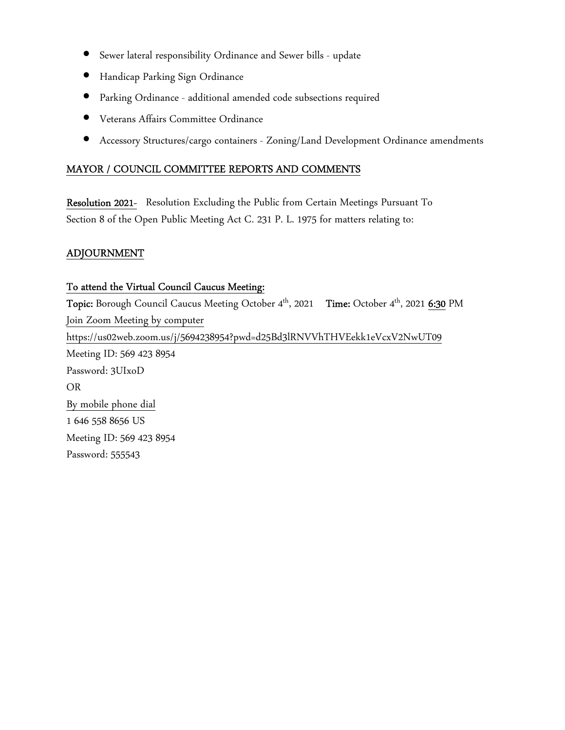- Sewer lateral responsibility Ordinance and Sewer bills - update
- Handicap Parking Sign Ordinance
- Parking Ordinance - additional amended code subsections required
- Veterans Affairs Committee Ordinance
- Accessory Structures/cargo containers - Zoning/Land Development Ordinance amendments

## MAYOR / COUNCIL COMMITTEE REPORTS AND COMMENTS

**Resolution 2021-** Resolution Excluding the Public from Certain Meetings Pursuant To Section 8 of the Open Public Meeting Act C. 231 P. L. 1975 for matters relating to:

## ADJOURNMENT

**To attend the Virtual Council Caucus Meeting:**

**Topic:** Borough Council Caucus Meeting October 4th, 2021 **Time:** October 4th, 2021 **6:30** PM

Join Zoom Meeting by computer

https://us02web.zoom.us/j/5694238954?pwd=d25Bd3lRNVVhTHVEekk1eVcxV2NwUT09

Meeting ID: 569 423 8954

Password: 3UIxoD

OR

By mobile phone dial

1 646 558 8656 US

Meeting ID: 569 423 8954

Password: 555543